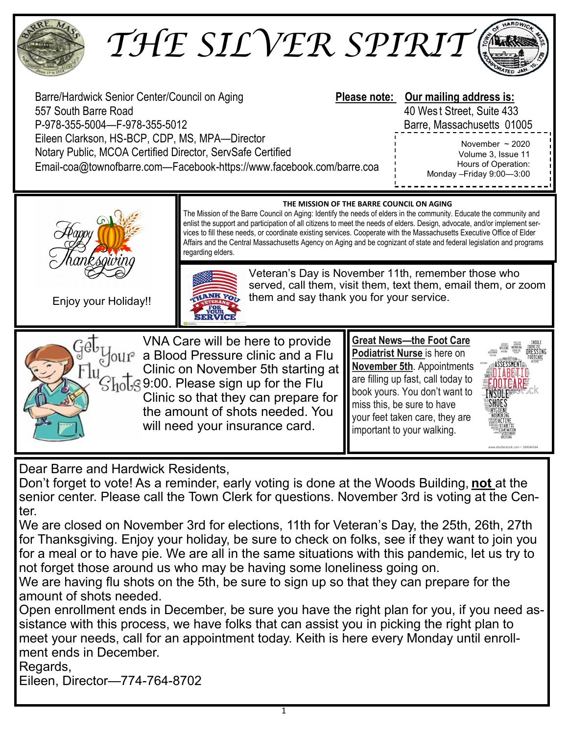# THE SILVER SPIRIT

Barre/Hardwick Senior Center/Council on Aging
557 South Barre Road
P-978-355-5004—F-978-355-5012
Eileen Clarkson, HS-BCP, CDP, MS, MPA—Director
Notary Public, MCOA Certified Director, ServSafe Certified
Email-coa@townofbarre.com—Facebook-https://www.facebook.com/barre.coa

**Please note:** **Our mailing address is:**
40 West Street, Suite 433
Barre, Massachusetts 01005

November ~ 2020
Volume 3, Issue 11
Hours of Operation:
Monday –Friday 9:00—3:00

Happy Thanksgiving

Enjoy your Holiday!!

**THE MISSION OF THE BARRE COUNCIL ON AGING**

The Mission of the Barre Council on Aging: Identify the needs of elders in the community. Educate the community and enlist the support and participation of all citizens to meet the needs of elders. Design, advocate, and/or implement services to fill these needs, or coordinate existing services. Cooperate with the Massachusetts Executive Office of Elder Affairs and the Central Massachusetts Agency on Aging and be cognizant of state and federal legislation and programs regarding elders.

Veteran's Day is November 11th, remember those who served, call them, visit them, text them, email them, or zoom them and say thank you for your service.

Get Your Flu Shots

VNA Care will be here to provide a Blood Pressure clinic and a Flu Clinic on November 5th starting at 9:00. Please sign up for the Flu Clinic so that they can prepare for the amount of shots needed. You will need your insurance card.

**Great News—the Foot Care Podiatrist Nurse** is here on **November 5th**. Appointments are filling up fast, call today to book yours. You don't want to miss this, be sure to have your feet taken care, they are important to your walking.

Dear Barre and Hardwick Residents,

Don't forget to vote! As a reminder, early voting is done at the Woods Building, **not** at the senior center. Please call the Town Clerk for questions. November 3rd is voting at the Center.

We are closed on November 3rd for elections, 11th for Veteran's Day, the 25th, 26th, 27th for Thanksgiving. Enjoy your holiday, be sure to check on folks, see if they want to join you for a meal or to have pie. We are all in the same situations with this pandemic, let us try to not forget those around us who may be having some loneliness going on.

We are having flu shots on the 5th, be sure to sign up so that they can prepare for the amount of shots needed.

Open enrollment ends in December, be sure you have the right plan for you, if you need assistance with this process, we have folks that can assist you in picking the right plan to meet your needs, call for an appointment today. Keith is here every Monday until enrollment ends in December.

Regards,

Eileen, Director—774-764-8702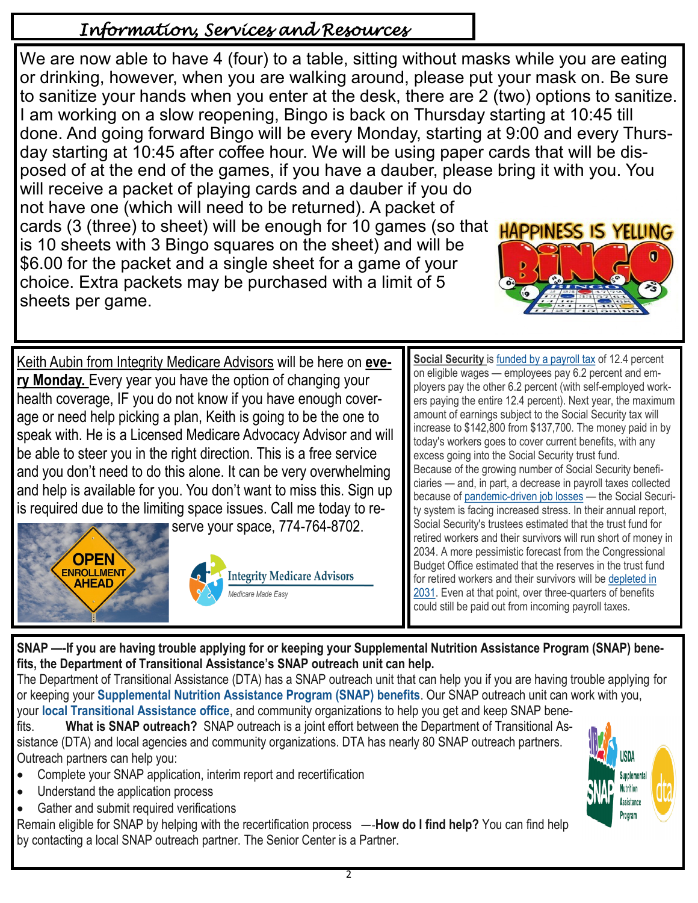## *Information, Services and Resources*

We are now able to have 4 (four) to a table, sitting without masks while you are eating or drinking, however, when you are walking around, please put your mask on. Be sure to sanitize your hands when you enter at the desk, there are 2 (two) options to sanitize. I am working on a slow reopening, Bingo is back on Thursday starting at 10:45 till done. And going forward Bingo will be every Monday, starting at 9:00 and every Thursday starting at 10:45 after coffee hour. We will be using paper cards that will be disposed of at the end of the games, if you have a dauber, please bring it with you. You will receive a packet of playing cards and a dauber if you do not have one (which will need to be returned). A packet of cards (3 (three) to sheet) will be enough for 10 games (so that is 10 sheets with 3 Bingo squares on the sheet) and will be $6.00 for the packet and a single sheet for a game of your choice. Extra packets may be purchased with a limit of 5 sheets per game.

Keith Aubin from Integrity Medicare Advisors will be here on **every Monday.** Every year you have the option of changing your health coverage, IF you do not know if you have enough coverage or need help picking a plan, Keith is going to be the one to speak with. He is a Licensed Medicare Advocacy Advisor and will be able to steer you in the right direction. This is a free service and you don't need to do this alone. It can be very overwhelming and help is available for you. You don't want to miss this. Sign up is required due to the limiting space issues. Call me today to reserve your space, 774-764-8702.

**Social Security** is funded by a payroll tax of 12.4 percent on eligible wages — employees pay 6.2 percent and employers pay the other 6.2 percent (with self-employed workers paying the entire 12.4 percent). Next year, the maximum amount of earnings subject to the Social Security tax will increase to $142,800 from $137,700. The money paid in by today's workers goes to cover current benefits, with any excess going into the Social Security trust fund. Because of the growing number of Social Security beneficiaries — and, in part, a decrease in payroll taxes collected because of pandemic-driven job losses — the Social Security system is facing increased stress. In their annual report, Social Security's trustees estimated that the trust fund for retired workers and their survivors will run short of money in 2034. A more pessimistic forecast from the Congressional Budget Office estimated that the reserves in the trust fund for retired workers and their survivors will be depleted in 2031. Even at that point, over three-quarters of benefits could still be paid out from incoming payroll taxes.

**SNAP —-If you are having trouble applying for or keeping your Supplemental Nutrition Assistance Program (SNAP) benefits, the Department of Transitional Assistance's SNAP outreach unit can help.**

The Department of Transitional Assistance (DTA) has a SNAP outreach unit that can help you if you are having trouble applying for or keeping your **Supplemental Nutrition Assistance Program (SNAP) benefits**. Our SNAP outreach unit can work with you, your **local Transitional Assistance office**, and community organizations to help you get and keep SNAP benefits. **What is SNAP outreach?** SNAP outreach is a joint effort between the Department of Transitional Assistance (DTA) and local agencies and community organizations. DTA has nearly 80 SNAP outreach partners. Outreach partners can help you:

- Complete your SNAP application, interim report and recertification
- Understand the application process
- Gather and submit required verifications

Remain eligible for SNAP by helping with the recertification process —-**How do I find help?** You can find help by contacting a local SNAP outreach partner. The Senior Center is a Partner.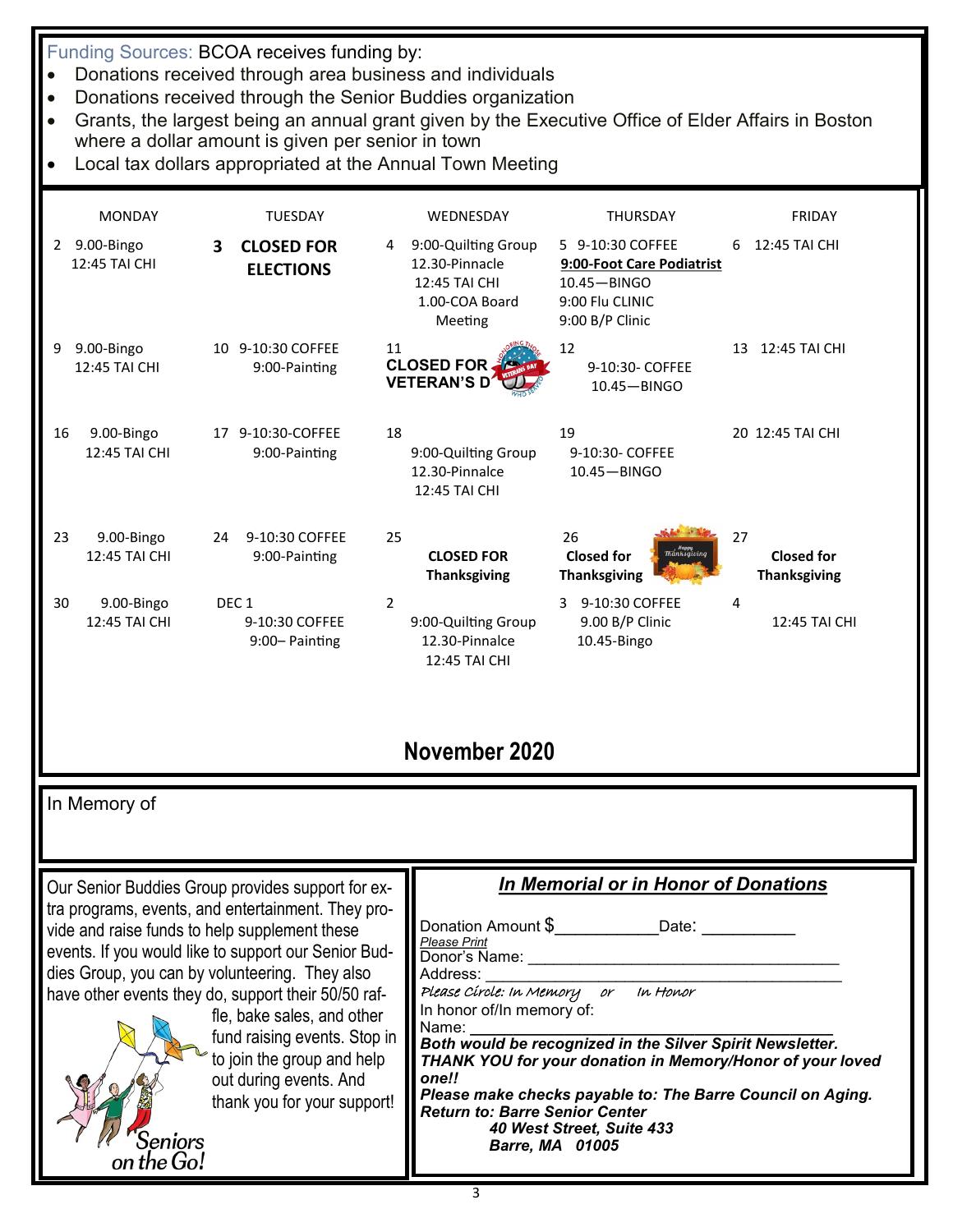Funding Sources: BCOA receives funding by:

- Donations received through area business and individuals
- Donations received through the Senior Buddies organization
- Grants, the largest being an annual grant given by the Executive Office of Elder Affairs in Boston where a dollar amount is given per senior in town
- Local tax dollars appropriated at the Annual Town Meeting

| MONDAY | TUESDAY | WEDNESDAY | THURSDAY | FRIDAY |
|---|---|---|---|---|
| 2 9.00-Bingo 12:45 TAI CHI | **3 CLOSED FOR ELECTIONS** | 4 9:00-Quilting Group 12.30-Pinnacle 12:45 TAI CHI 1.00-COA Board Meeting | 5 9-10:30 COFFEE **9:00-Foot Care Podiatrist** 10.45—BINGO 9:00 Flu CLINIC 9:00 B/P Clinic | 6 12:45 TAI CHI |
| 9 9.00-Bingo 12:45 TAI CHI | 10 9-10:30 COFFEE 9:00-Painting | 11 **CLOSED FOR VETERAN'S D** | 12 9-10:30- COFFEE 10.45—BINGO | 13 12:45 TAI CHI |
| 16 9.00-Bingo 12:45 TAI CHI | 17 9-10:30-COFFEE 9:00-Painting | 18 9:00-Quilting Group 12.30-Pinnalce 12:45 TAI CHI | 19 9-10:30- COFFEE 10.45—BINGO | 20 12:45 TAI CHI |
| 23 9.00-Bingo 12:45 TAI CHI | 24 9-10:30 COFFEE 9:00-Painting | 25 **CLOSED FOR Thanksgiving** | 26 **Closed for Thanksgiving** | 27 **Closed for Thanksgiving** |
| 30 9.00-Bingo 12:45 TAI CHI | DEC 1 9-10:30 COFFEE 9:00– Painting | 2 9:00-Quilting Group 12.30-Pinnalce 12:45 TAI CHI | 3 9-10:30 COFFEE 9.00 B/P Clinic 10.45-Bingo | 4 12:45 TAI CHI |

## November 2020

In Memory of

Our Senior Buddies Group provides support for extra programs, events, and entertainment. They provide and raise funds to help supplement these events. If you would like to support our Senior Buddies Group, you can by volunteering. They also have other events they do, support their 50/50 raffle, bake sales, and other fund raising events. Stop in to join the group and help out during events. And thank you for your support!

Seniors on the Go!

### *In Memorial or in Honor of Donations*

Donation Amount $\_\_\_\_\_\_\_\_\_\_\_ Date: \_\_\_\_\_\_\_\_\_\_

*Please Print*

Donor's Name: \_\_\_\_\_\_\_\_\_\_\_\_\_\_\_\_\_\_\_\_\_\_\_\_\_\_\_\_\_\_\_\_\_\_\_

Address: \_\_\_\_\_\_\_\_\_\_\_\_\_\_\_\_\_\_\_\_\_\_\_\_\_\_\_\_\_\_\_\_\_\_\_\_\_\_\_

*Please Circle: In Memory or In Honor*

In honor of/In memory of:

Name: \_\_\_\_\_\_\_\_\_\_\_\_\_\_\_\_\_\_\_\_\_\_\_\_\_\_\_\_\_\_\_\_\_\_\_\_\_\_\_\_

***Both would be recognized in the Silver Spirit Newsletter.***

***THANK YOU for your donation in Memory/Honor of your loved one!!***

***Please make checks payable to: The Barre Council on Aging.***

***Return to: Barre Senior Center***
***40 West Street, Suite 433***
***Barre, MA 01005***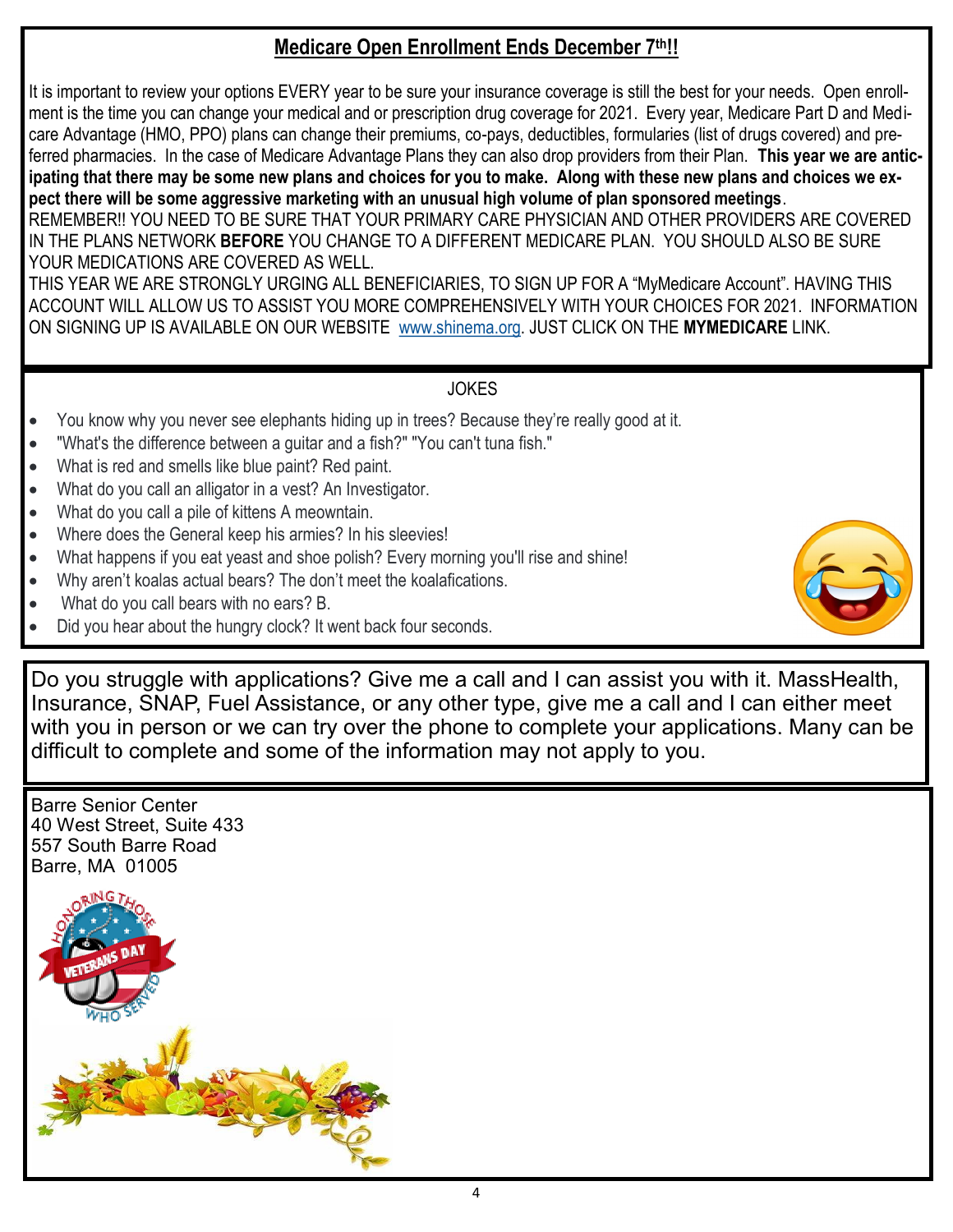## Medicare Open Enrollment Ends December 7th!!

It is important to review your options EVERY year to be sure your insurance coverage is still the best for your needs. Open enrollment is the time you can change your medical and or prescription drug coverage for 2021. Every year, Medicare Part D and Medicare Advantage (HMO, PPO) plans can change their premiums, co-pays, deductibles, formularies (list of drugs covered) and preferred pharmacies. In the case of Medicare Advantage Plans they can also drop providers from their Plan. **This year we are anticipating that there may be some new plans and choices for you to make. Along with these new plans and choices we expect there will be some aggressive marketing with an unusual high volume of plan sponsored meetings**.

REMEMBER!! YOU NEED TO BE SURE THAT YOUR PRIMARY CARE PHYSICIAN AND OTHER PROVIDERS ARE COVERED IN THE PLANS NETWORK **BEFORE** YOU CHANGE TO A DIFFERENT MEDICARE PLAN. YOU SHOULD ALSO BE SURE YOUR MEDICATIONS ARE COVERED AS WELL.

THIS YEAR WE ARE STRONGLY URGING ALL BENEFICIARIES, TO SIGN UP FOR A "MyMedicare Account". HAVING THIS ACCOUNT WILL ALLOW US TO ASSIST YOU MORE COMPREHENSIVELY WITH YOUR CHOICES FOR 2021. INFORMATION ON SIGNING UP IS AVAILABLE ON OUR WEBSITE www.shinema.org. JUST CLICK ON THE **MYMEDICARE** LINK.

JOKES

- You know why you never see elephants hiding up in trees? Because they're really good at it.
- "What's the difference between a guitar and a fish?" "You can't tuna fish."
- What is red and smells like blue paint? Red paint.
- What do you call an alligator in a vest? An Investigator.
- What do you call a pile of kittens A meowntain.
- Where does the General keep his armies? In his sleevies!
- What happens if you eat yeast and shoe polish? Every morning you'll rise and shine!
- Why aren't koalas actual bears? The don't meet the koalafications.
- What do you call bears with no ears? B.
- Did you hear about the hungry clock? It went back four seconds.

Do you struggle with applications? Give me a call and I can assist you with it. MassHealth, Insurance, SNAP, Fuel Assistance, or any other type, give me a call and I can either meet with you in person or we can try over the phone to complete your applications. Many can be difficult to complete and some of the information may not apply to you.

Barre Senior Center
40 West Street, Suite 433
557 South Barre Road
Barre, MA 01005